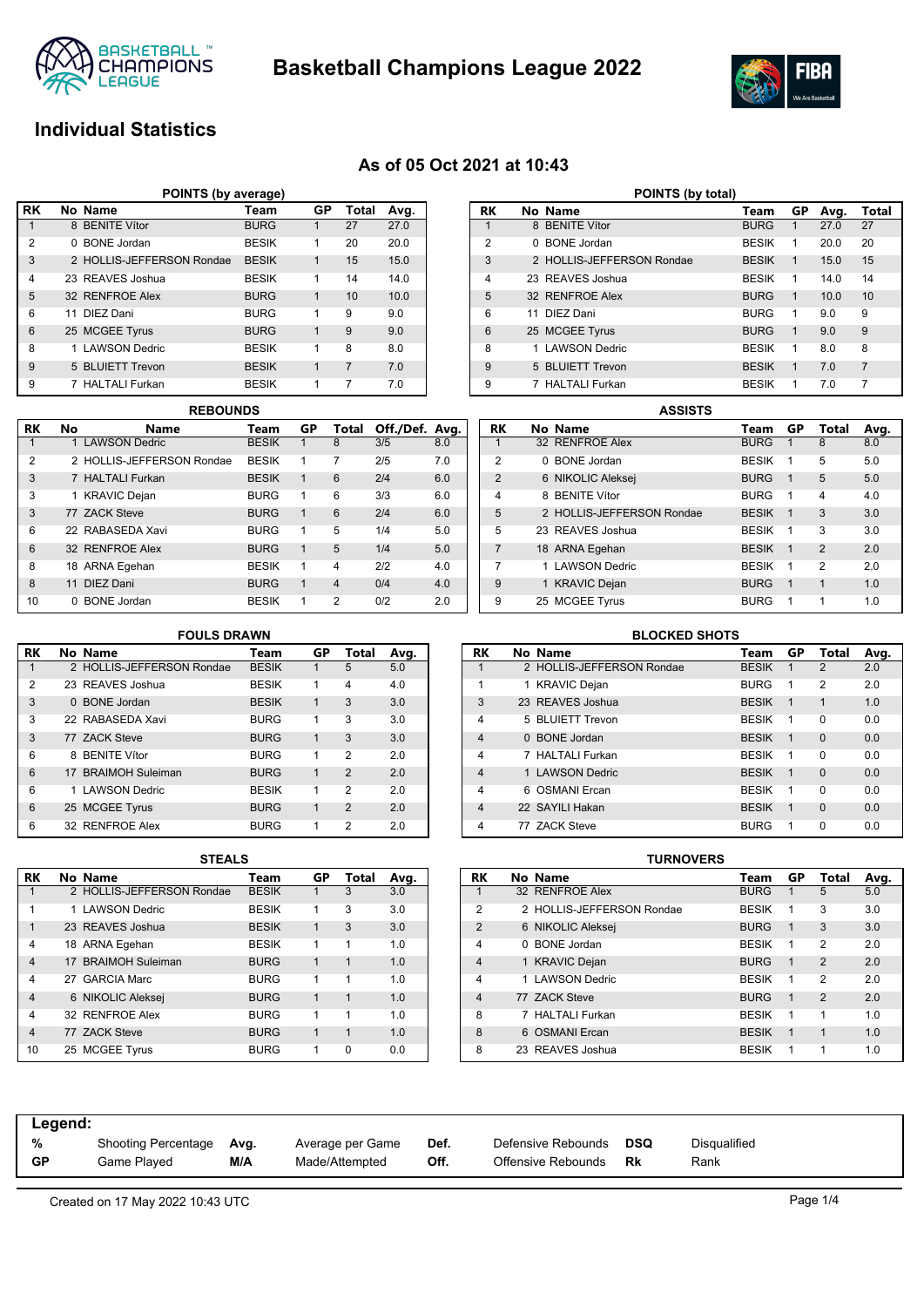# Basketball Champions League 2022

## Individual Statistics

### As of 05 Oct 2021 at 10:43

**POINTS (by average)**

| RK | No | Name | Team | GP | Total | Avg. |
|---|---|---|---|---|---|---|
| 1 | 8 | BENITE Vítor | BURG | 1 | 27 | 27.0 |
| 2 | 0 | BONE Jordan | BESIK | 1 | 20 | 20.0 |
| 3 | 2 | HOLLIS-JEFFERSON Rondae | BESIK | 1 | 15 | 15.0 |
| 4 | 23 | REAVES Joshua | BESIK | 1 | 14 | 14.0 |
| 5 | 32 | RENFROE Alex | BURG | 1 | 10 | 10.0 |
| 6 | 11 | DIEZ Dani | BURG | 1 | 9 | 9.0 |
| 6 | 25 | MCGEE Tyrus | BURG | 1 | 9 | 9.0 |
| 8 | 1 | LAWSON Dedric | BESIK | 1 | 8 | 8.0 |
| 9 | 5 | BLUIETT Trevon | BESIK | 1 | 7 | 7.0 |
| 9 | 7 | HALTALI Furkan | BESIK | 1 | 7 | 7.0 |

**POINTS (by total)**

| RK | No | Name | Team | GP | Avg. | Total |
|---|---|---|---|---|---|---|
| 1 | 8 | BENITE Vítor | BURG | 1 | 27.0 | 27 |
| 2 | 0 | BONE Jordan | BESIK | 1 | 20.0 | 20 |
| 3 | 2 | HOLLIS-JEFFERSON Rondae | BESIK | 1 | 15.0 | 15 |
| 4 | 23 | REAVES Joshua | BESIK | 1 | 14.0 | 14 |
| 5 | 32 | RENFROE Alex | BURG | 1 | 10.0 | 10 |
| 6 | 11 | DIEZ Dani | BURG | 1 | 9.0 | 9 |
| 6 | 25 | MCGEE Tyrus | BURG | 1 | 9.0 | 9 |
| 8 | 1 | LAWSON Dedric | BESIK | 1 | 8.0 | 8 |
| 9 | 5 | BLUIETT Trevon | BESIK | 1 | 7.0 | 7 |
| 9 | 7 | HALTALI Furkan | BESIK | 1 | 7.0 | 7 |

**REBOUNDS**

| RK | No | Name | Team | GP | Total | Off./Def. | Avg. |
|---|---|---|---|---|---|---|---|
| 1 | 1 | LAWSON Dedric | BESIK | 1 | 8 | 3/5 | 8.0 |
| 2 | 2 | HOLLIS-JEFFERSON Rondae | BESIK | 1 | 7 | 2/5 | 7.0 |
| 3 | 7 | HALTALI Furkan | BESIK | 1 | 6 | 2/4 | 6.0 |
| 3 | 1 | KRAVIC Dejan | BURG | 1 | 6 | 3/3 | 6.0 |
| 3 | 77 | ZACK Steve | BURG | 1 | 6 | 2/4 | 6.0 |
| 6 | 22 | RABASEDA Xavi | BURG | 1 | 5 | 1/4 | 5.0 |
| 6 | 32 | RENFROE Alex | BURG | 1 | 5 | 1/4 | 5.0 |
| 8 | 18 | ARNA Egehan | BESIK | 1 | 4 | 2/2 | 4.0 |
| 8 | 11 | DIEZ Dani | BURG | 1 | 4 | 0/4 | 4.0 |
| 10 | 0 | BONE Jordan | BESIK | 1 | 2 | 0/2 | 2.0 |

**ASSISTS**

| RK | No | Name | Team | GP | Total | Avg. |
|---|---|---|---|---|---|---|
| 1 | 32 | RENFROE Alex | BURG | 1 | 8 | 8.0 |
| 2 | 0 | BONE Jordan | BESIK | 1 | 5 | 5.0 |
| 2 | 6 | NIKOLIC Aleksej | BURG | 1 | 5 | 5.0 |
| 4 | 8 | BENITE Vítor | BURG | 1 | 4 | 4.0 |
| 5 | 2 | HOLLIS-JEFFERSON Rondae | BESIK | 1 | 3 | 3.0 |
| 5 | 23 | REAVES Joshua | BESIK | 1 | 3 | 3.0 |
| 7 | 18 | ARNA Egehan | BESIK | 1 | 2 | 2.0 |
| 7 | 1 | LAWSON Dedric | BESIK | 1 | 2 | 2.0 |
| 9 | 1 | KRAVIC Dejan | BURG | 1 | 1 | 1.0 |
| 9 | 25 | MCGEE Tyrus | BURG | 1 | 1 | 1.0 |

**FOULS DRAWN**

| RK | No | Name | Team | GP | Total | Avg. |
|---|---|---|---|---|---|---|
| 1 | 2 | HOLLIS-JEFFERSON Rondae | BESIK | 1 | 5 | 5.0 |
| 2 | 23 | REAVES Joshua | BESIK | 1 | 4 | 4.0 |
| 3 | 0 | BONE Jordan | BESIK | 1 | 3 | 3.0 |
| 3 | 22 | RABASEDA Xavi | BURG | 1 | 3 | 3.0 |
| 3 | 77 | ZACK Steve | BURG | 1 | 3 | 3.0 |
| 6 | 8 | BENITE Vítor | BURG | 1 | 2 | 2.0 |
| 6 | 17 | BRAIMOH Suleiman | BURG | 1 | 2 | 2.0 |
| 6 | 1 | LAWSON Dedric | BESIK | 1 | 2 | 2.0 |
| 6 | 25 | MCGEE Tyrus | BURG | 1 | 2 | 2.0 |
| 6 | 32 | RENFROE Alex | BURG | 1 | 2 | 2.0 |

**BLOCKED SHOTS**

| RK | No | Name | Team | GP | Total | Avg. |
|---|---|---|---|---|---|---|
| 1 | 2 | HOLLIS-JEFFERSON Rondae | BESIK | 1 | 2 | 2.0 |
| 1 | 1 | KRAVIC Dejan | BURG | 1 | 2 | 2.0 |
| 3 | 23 | REAVES Joshua | BESIK | 1 | 1 | 1.0 |
| 4 | 5 | BLUIETT Trevon | BESIK | 1 | 0 | 0.0 |
| 4 | 0 | BONE Jordan | BESIK | 1 | 0 | 0.0 |
| 4 | 7 | HALTALI Furkan | BESIK | 1 | 0 | 0.0 |
| 4 | 1 | LAWSON Dedric | BESIK | 1 | 0 | 0.0 |
| 4 | 6 | OSMANI Ercan | BESIK | 1 | 0 | 0.0 |
| 4 | 22 | SAYILI Hakan | BESIK | 1 | 0 | 0.0 |
| 4 | 77 | ZACK Steve | BURG | 1 | 0 | 0.0 |

**STEALS**

| RK | No | Name | Team | GP | Total | Avg. |
|---|---|---|---|---|---|---|
| 1 | 2 | HOLLIS-JEFFERSON Rondae | BESIK | 1 | 3 | 3.0 |
| 1 | 1 | LAWSON Dedric | BESIK | 1 | 3 | 3.0 |
| 1 | 23 | REAVES Joshua | BESIK | 1 | 3 | 3.0 |
| 4 | 18 | ARNA Egehan | BESIK | 1 | 1 | 1.0 |
| 4 | 17 | BRAIMOH Suleiman | BURG | 1 | 1 | 1.0 |
| 4 | 27 | GARCIA Marc | BURG | 1 | 1 | 1.0 |
| 4 | 6 | NIKOLIC Aleksej | BURG | 1 | 1 | 1.0 |
| 4 | 32 | RENFROE Alex | BURG | 1 | 1 | 1.0 |
| 4 | 77 | ZACK Steve | BURG | 1 | 1 | 1.0 |
| 10 | 25 | MCGEE Tyrus | BURG | 1 | 0 | 0.0 |

**TURNOVERS**

| RK | No | Name | Team | GP | Total | Avg. |
|---|---|---|---|---|---|---|
| 1 | 32 | RENFROE Alex | BURG | 1 | 5 | 5.0 |
| 2 | 2 | HOLLIS-JEFFERSON Rondae | BESIK | 1 | 3 | 3.0 |
| 2 | 6 | NIKOLIC Aleksej | BURG | 1 | 3 | 3.0 |
| 4 | 0 | BONE Jordan | BESIK | 1 | 2 | 2.0 |
| 4 | 1 | KRAVIC Dejan | BURG | 1 | 2 | 2.0 |
| 4 | 1 | LAWSON Dedric | BESIK | 1 | 2 | 2.0 |
| 4 | 77 | ZACK Steve | BURG | 1 | 2 | 2.0 |
| 8 | 7 | HALTALI Furkan | BESIK | 1 | 1 | 1.0 |
| 8 | 6 | OSMANI Ercan | BESIK | 1 | 1 | 1.0 |
| 8 | 23 | REAVES Joshua | BESIK | 1 | 1 | 1.0 |

**Legend:**

| | | | | | | | |
|---|---|---|---|---|---|---|---|
| % | Shooting Percentage | Avg. | Average per Game | Def. | Defensive Rebounds | DSQ | Disqualified |
| GP | Game Played | M/A | Made/Attempted | Off. | Offensive Rebounds | Rk | Rank |

Created on 17 May 2022 10:43 UTC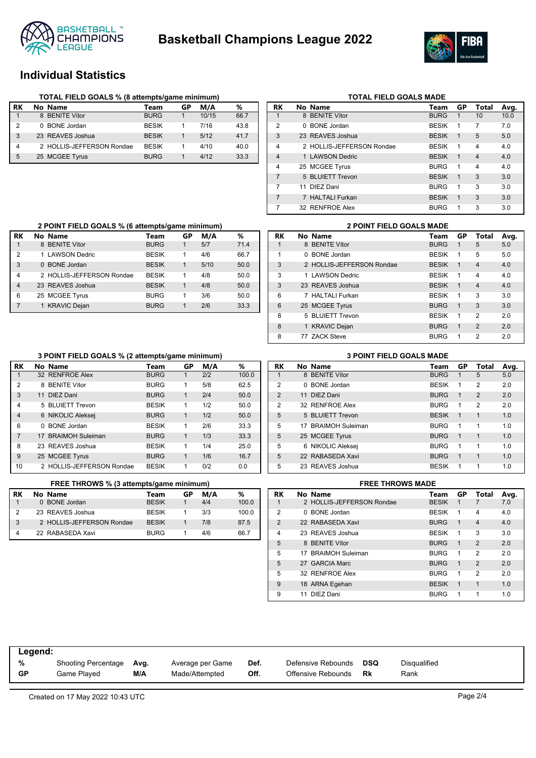# Basketball Champions League 2022

## Individual Statistics

### TOTAL FIELD GOALS % (8 attempts/game minimum)

| RK | No | Name | Team | GP | M/A | % |
|---|---|---|---|---|---|---|
| 1 | 8 | BENITE Vítor | BURG | 1 | 10/15 | 66.7 |
| 2 | 0 | BONE Jordan | BESIK | 1 | 7/16 | 43.8 |
| 3 | 23 | REAVES Joshua | BESIK | 1 | 5/12 | 41.7 |
| 4 | 2 | HOLLIS-JEFFERSON Rondae | BESIK | 1 | 4/10 | 40.0 |
| 5 | 25 | MCGEE Tyrus | BURG | 1 | 4/12 | 33.3 |

### TOTAL FIELD GOALS MADE

| RK | No | Name | Team | GP | Total | Avg. |
|---|---|---|---|---|---|---|
| 1 | 8 | BENITE Vítor | BURG | 1 | 10 | 10.0 |
| 2 | 0 | BONE Jordan | BESIK | 1 | 7 | 7.0 |
| 3 | 23 | REAVES Joshua | BESIK | 1 | 5 | 5.0 |
| 4 | 2 | HOLLIS-JEFFERSON Rondae | BESIK | 1 | 4 | 4.0 |
| 4 | 1 | LAWSON Dedric | BESIK | 1 | 4 | 4.0 |
| 4 | 25 | MCGEE Tyrus | BURG | 1 | 4 | 4.0 |
| 7 | 5 | BLUIETT Trevon | BESIK | 1 | 3 | 3.0 |
| 7 | 11 | DIEZ Dani | BURG | 1 | 3 | 3.0 |
| 7 | 7 | HALTALI Furkan | BESIK | 1 | 3 | 3.0 |
| 7 | 32 | RENFROE Alex | BURG | 1 | 3 | 3.0 |

### 2 POINT FIELD GOALS % (6 attempts/game minimum)

| RK | No | Name | Team | GP | M/A | % |
|---|---|---|---|---|---|---|
| 1 | 8 | BENITE Vítor | BURG | 1 | 5/7 | 71.4 |
| 2 | 1 | LAWSON Dedric | BESIK | 1 | 4/6 | 66.7 |
| 3 | 0 | BONE Jordan | BESIK | 1 | 5/10 | 50.0 |
| 4 | 2 | HOLLIS-JEFFERSON Rondae | BESIK | 1 | 4/8 | 50.0 |
| 4 | 23 | REAVES Joshua | BESIK | 1 | 4/8 | 50.0 |
| 6 | 25 | MCGEE Tyrus | BURG | 1 | 3/6 | 50.0 |
| 7 | 1 | KRAVIC Dejan | BURG | 1 | 2/6 | 33.3 |

### 2 POINT FIELD GOALS MADE

| RK | No | Name | Team | GP | Total | Avg. |
|---|---|---|---|---|---|---|
| 1 | 8 | BENITE Vítor | BURG | 1 | 5 | 5.0 |
| 1 | 0 | BONE Jordan | BESIK | 1 | 5 | 5.0 |
| 3 | 2 | HOLLIS-JEFFERSON Rondae | BESIK | 1 | 4 | 4.0 |
| 3 | 1 | LAWSON Dedric | BESIK | 1 | 4 | 4.0 |
| 3 | 23 | REAVES Joshua | BESIK | 1 | 4 | 4.0 |
| 6 | 7 | HALTALI Furkan | BESIK | 1 | 3 | 3.0 |
| 6 | 25 | MCGEE Tyrus | BURG | 1 | 3 | 3.0 |
| 8 | 5 | BLUIETT Trevon | BESIK | 1 | 2 | 2.0 |
| 8 | 1 | KRAVIC Dejan | BURG | 1 | 2 | 2.0 |
| 8 | 77 | ZACK Steve | BURG | 1 | 2 | 2.0 |

### 3 POINT FIELD GOALS % (2 attempts/game minimum)

| RK | No | Name | Team | GP | M/A | % |
|---|---|---|---|---|---|---|
| 1 | 32 | RENFROE Alex | BURG | 1 | 2/2 | 100.0 |
| 2 | 8 | BENITE Vítor | BURG | 1 | 5/8 | 62.5 |
| 3 | 11 | DIEZ Dani | BURG | 1 | 2/4 | 50.0 |
| 4 | 5 | BLUIETT Trevon | BESIK | 1 | 1/2 | 50.0 |
| 4 | 6 | NIKOLIC Aleksej | BURG | 1 | 1/2 | 50.0 |
| 6 | 0 | BONE Jordan | BESIK | 1 | 2/6 | 33.3 |
| 7 | 17 | BRAIMOH Suleiman | BURG | 1 | 1/3 | 33.3 |
| 8 | 23 | REAVES Joshua | BESIK | 1 | 1/4 | 25.0 |
| 9 | 25 | MCGEE Tyrus | BURG | 1 | 1/6 | 16.7 |
| 10 | 2 | HOLLIS-JEFFERSON Rondae | BESIK | 1 | 0/2 | 0.0 |

### 3 POINT FIELD GOALS MADE

| RK | No | Name | Team | GP | Total | Avg. |
|---|---|---|---|---|---|---|
| 1 | 8 | BENITE Vítor | BURG | 1 | 5 | 5.0 |
| 2 | 0 | BONE Jordan | BESIK | 1 | 2 | 2.0 |
| 2 | 11 | DIEZ Dani | BURG | 1 | 2 | 2.0 |
| 2 | 32 | RENFROE Alex | BURG | 1 | 2 | 2.0 |
| 5 | 5 | BLUIETT Trevon | BESIK | 1 | 1 | 1.0 |
| 5 | 17 | BRAIMOH Suleiman | BURG | 1 | 1 | 1.0 |
| 5 | 25 | MCGEE Tyrus | BURG | 1 | 1 | 1.0 |
| 5 | 6 | NIKOLIC Aleksej | BURG | 1 | 1 | 1.0 |
| 5 | 22 | RABASEDA Xavi | BURG | 1 | 1 | 1.0 |
| 5 | 23 | REAVES Joshua | BESIK | 1 | 1 | 1.0 |

### FREE THROWS % (3 attempts/game minimum)

| RK | No | Name | Team | GP | M/A | % |
|---|---|---|---|---|---|---|
| 1 | 0 | BONE Jordan | BESIK | 1 | 4/4 | 100.0 |
| 2 | 23 | REAVES Joshua | BESIK | 1 | 3/3 | 100.0 |
| 3 | 2 | HOLLIS-JEFFERSON Rondae | BESIK | 1 | 7/8 | 87.5 |
| 4 | 22 | RABASEDA Xavi | BURG | 1 | 4/6 | 66.7 |

### FREE THROWS MADE

| RK | No | Name | Team | GP | Total | Avg. |
|---|---|---|---|---|---|---|
| 1 | 2 | HOLLIS-JEFFERSON Rondae | BESIK | 1 | 7 | 7.0 |
| 2 | 0 | BONE Jordan | BESIK | 1 | 4 | 4.0 |
| 2 | 22 | RABASEDA Xavi | BURG | 1 | 4 | 4.0 |
| 4 | 23 | REAVES Joshua | BESIK | 1 | 3 | 3.0 |
| 5 | 8 | BENITE Vítor | BURG | 1 | 2 | 2.0 |
| 5 | 17 | BRAIMOH Suleiman | BURG | 1 | 2 | 2.0 |
| 5 | 27 | GARCIA Marc | BURG | 1 | 2 | 2.0 |
| 5 | 32 | RENFROE Alex | BURG | 1 | 2 | 2.0 |
| 9 | 18 | ARNA Egehan | BESIK | 1 | 1 | 1.0 |
| 9 | 11 | DIEZ Dani | BURG | 1 | 1 | 1.0 |

**Legend:**

| | | | | | | | |
|---|---|---|---|---|---|---|---|
| **%** | Shooting Percentage | **Avg.** | Average per Game | **Def.** | Defensive Rebounds | **DSQ** | Disqualified |
| **GP** | Game Played | **M/A** | Made/Attempted | **Off.** | Offensive Rebounds | **Rk** | Rank |

Created on 17 May 2022 10:43 UTC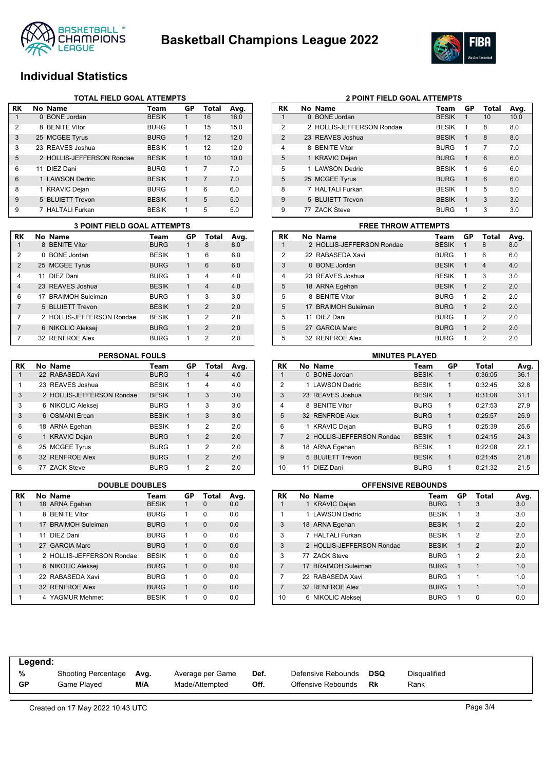# Basketball Champions League 2022

## Individual Statistics

### TOTAL FIELD GOAL ATTEMPTS

| RK | No | Name | Team | GP | Total | Avg. |
|---|---|---|---|---|---|---|
| 1 | 0 | BONE Jordan | BESIK | 1 | 16 | 16.0 |
| 2 | 8 | BENITE Vítor | BURG | 1 | 15 | 15.0 |
| 3 | 25 | MCGEE Tyrus | BURG | 1 | 12 | 12.0 |
| 3 | 23 | REAVES Joshua | BESIK | 1 | 12 | 12.0 |
| 5 | 2 | HOLLIS-JEFFERSON Rondae | BESIK | 1 | 10 | 10.0 |
| 6 | 11 | DIEZ Dani | BURG | 1 | 7 | 7.0 |
| 6 | 1 | LAWSON Dedric | BESIK | 1 | 7 | 7.0 |
| 8 | 1 | KRAVIC Dejan | BURG | 1 | 6 | 6.0 |
| 9 | 5 | BLUIETT Trevon | BESIK | 1 | 5 | 5.0 |
| 9 | 7 | HALTALI Furkan | BESIK | 1 | 5 | 5.0 |

### 2 POINT FIELD GOAL ATTEMPTS

| RK | No | Name | Team | GP | Total | Avg. |
|---|---|---|---|---|---|---|
| 1 | 0 | BONE Jordan | BESIK | 1 | 10 | 10.0 |
| 2 | 2 | HOLLIS-JEFFERSON Rondae | BESIK | 1 | 8 | 8.0 |
| 2 | 23 | REAVES Joshua | BESIK | 1 | 8 | 8.0 |
| 4 | 8 | BENITE Vítor | BURG | 1 | 7 | 7.0 |
| 5 | 1 | KRAVIC Dejan | BURG | 1 | 6 | 6.0 |
| 5 | 1 | LAWSON Dedric | BESIK | 1 | 6 | 6.0 |
| 5 | 25 | MCGEE Tyrus | BURG | 1 | 6 | 6.0 |
| 8 | 7 | HALTALI Furkan | BESIK | 1 | 5 | 5.0 |
| 9 | 5 | BLUIETT Trevon | BESIK | 1 | 3 | 3.0 |
| 9 | 77 | ZACK Steve | BURG | 1 | 3 | 3.0 |

### 3 POINT FIELD GOAL ATTEMPTS

| RK | No | Name | Team | GP | Total | Avg. |
|---|---|---|---|---|---|---|
| 1 | 8 | BENITE Vítor | BURG | 1 | 8 | 8.0 |
| 2 | 0 | BONE Jordan | BESIK | 1 | 6 | 6.0 |
| 2 | 25 | MCGEE Tyrus | BURG | 1 | 6 | 6.0 |
| 4 | 11 | DIEZ Dani | BURG | 1 | 4 | 4.0 |
| 4 | 23 | REAVES Joshua | BESIK | 1 | 4 | 4.0 |
| 6 | 17 | BRAIMOH Suleiman | BURG | 1 | 3 | 3.0 |
| 7 | 5 | BLUIETT Trevon | BESIK | 1 | 2 | 2.0 |
| 7 | 2 | HOLLIS-JEFFERSON Rondae | BESIK | 1 | 2 | 2.0 |
| 7 | 6 | NIKOLIC Aleksej | BURG | 1 | 2 | 2.0 |
| 7 | 32 | RENFROE Alex | BURG | 1 | 2 | 2.0 |

### FREE THROW ATTEMPTS

| RK | No | Name | Team | GP | Total | Avg. |
|---|---|---|---|---|---|---|
| 1 | 2 | HOLLIS-JEFFERSON Rondae | BESIK | 1 | 8 | 8.0 |
| 2 | 22 | RABASEDA Xavi | BURG | 1 | 6 | 6.0 |
| 3 | 0 | BONE Jordan | BESIK | 1 | 4 | 4.0 |
| 4 | 23 | REAVES Joshua | BESIK | 1 | 3 | 3.0 |
| 5 | 18 | ARNA Egehan | BESIK | 1 | 2 | 2.0 |
| 5 | 8 | BENITE Vítor | BURG | 1 | 2 | 2.0 |
| 5 | 17 | BRAIMOH Suleiman | BURG | 1 | 2 | 2.0 |
| 5 | 11 | DIEZ Dani | BURG | 1 | 2 | 2.0 |
| 5 | 27 | GARCIA Marc | BURG | 1 | 2 | 2.0 |
| 5 | 32 | RENFROE Alex | BURG | 1 | 2 | 2.0 |

### PERSONAL FOULS

| RK | No | Name | Team | GP | Total | Avg. |
|---|---|---|---|---|---|---|
| 1 | 22 | RABASEDA Xavi | BURG | 1 | 4 | 4.0 |
| 1 | 23 | REAVES Joshua | BESIK | 1 | 4 | 4.0 |
| 3 | 2 | HOLLIS-JEFFERSON Rondae | BESIK | 1 | 3 | 3.0 |
| 3 | 6 | NIKOLIC Aleksej | BURG | 1 | 3 | 3.0 |
| 3 | 6 | OSMANI Ercan | BESIK | 1 | 3 | 3.0 |
| 6 | 18 | ARNA Egehan | BESIK | 1 | 2 | 2.0 |
| 6 | 1 | KRAVIC Dejan | BURG | 1 | 2 | 2.0 |
| 6 | 25 | MCGEE Tyrus | BURG | 1 | 2 | 2.0 |
| 6 | 32 | RENFROE Alex | BURG | 1 | 2 | 2.0 |
| 6 | 77 | ZACK Steve | BURG | 1 | 2 | 2.0 |

### MINUTES PLAYED

| RK | No | Name | Team | GP | Total | Avg. |
|---|---|---|---|---|---|---|
| 1 | 0 | BONE Jordan | BESIK | 1 | 0:36:05 | 36.1 |
| 2 | 1 | LAWSON Dedric | BESIK | 1 | 0:32:45 | 32.8 |
| 3 | 23 | REAVES Joshua | BESIK | 1 | 0:31:08 | 31.1 |
| 4 | 8 | BENITE Vítor | BURG | 1 | 0:27:53 | 27.9 |
| 5 | 32 | RENFROE Alex | BURG | 1 | 0:25:57 | 25.9 |
| 6 | 1 | KRAVIC Dejan | BURG | 1 | 0:25:39 | 25.6 |
| 7 | 2 | HOLLIS-JEFFERSON Rondae | BESIK | 1 | 0:24:15 | 24.3 |
| 8 | 18 | ARNA Egehan | BESIK | 1 | 0:22:08 | 22.1 |
| 9 | 5 | BLUIETT Trevon | BESIK | 1 | 0:21:45 | 21.8 |
| 10 | 11 | DIEZ Dani | BURG | 1 | 0:21:32 | 21.5 |

### DOUBLE DOUBLES

| RK | No | Name | Team | GP | Total | Avg. |
|---|---|---|---|---|---|---|
| 1 | 18 | ARNA Egehan | BESIK | 1 | 0 | 0.0 |
| 1 | 8 | BENITE Vítor | BURG | 1 | 0 | 0.0 |
| 1 | 17 | BRAIMOH Suleiman | BURG | 1 | 0 | 0.0 |
| 1 | 11 | DIEZ Dani | BURG | 1 | 0 | 0.0 |
| 1 | 27 | GARCIA Marc | BURG | 1 | 0 | 0.0 |
| 1 | 2 | HOLLIS-JEFFERSON Rondae | BESIK | 1 | 0 | 0.0 |
| 1 | 6 | NIKOLIC Aleksej | BURG | 1 | 0 | 0.0 |
| 1 | 22 | RABASEDA Xavi | BURG | 1 | 0 | 0.0 |
| 1 | 32 | RENFROE Alex | BURG | 1 | 0 | 0.0 |
| 1 | 4 | YAGMUR Mehmet | BESIK | 1 | 0 | 0.0 |

### OFFENSIVE REBOUNDS

| RK | No | Name | Team | GP | Total | Avg. |
|---|---|---|---|---|---|---|
| 1 | 1 | KRAVIC Dejan | BURG | 1 | 3 | 3.0 |
| 1 | 1 | LAWSON Dedric | BESIK | 1 | 3 | 3.0 |
| 3 | 18 | ARNA Egehan | BESIK | 1 | 2 | 2.0 |
| 3 | 7 | HALTALI Furkan | BESIK | 1 | 2 | 2.0 |
| 3 | 2 | HOLLIS-JEFFERSON Rondae | BESIK | 1 | 2 | 2.0 |
| 3 | 77 | ZACK Steve | BURG | 1 | 2 | 2.0 |
| 7 | 17 | BRAIMOH Suleiman | BURG | 1 | 1 | 1.0 |
| 7 | 22 | RABASEDA Xavi | BURG | 1 | 1 | 1.0 |
| 7 | 32 | RENFROE Alex | BURG | 1 | 1 | 1.0 |
| 10 | 6 | NIKOLIC Aleksej | BURG | 1 | 0 | 0.0 |

**Legend:**

| | | | | | | | |
|---|---|---|---|---|---|---|---|
| **%** | Shooting Percentage | **Avg.** | Average per Game | **Def.** | Defensive Rebounds | **DSQ** | Disqualified |
| **GP** | Game Played | **M/A** | Made/Attempted | **Off.** | Offensive Rebounds | **Rk** | Rank |

Created on 17 May 2022 10:43 UTC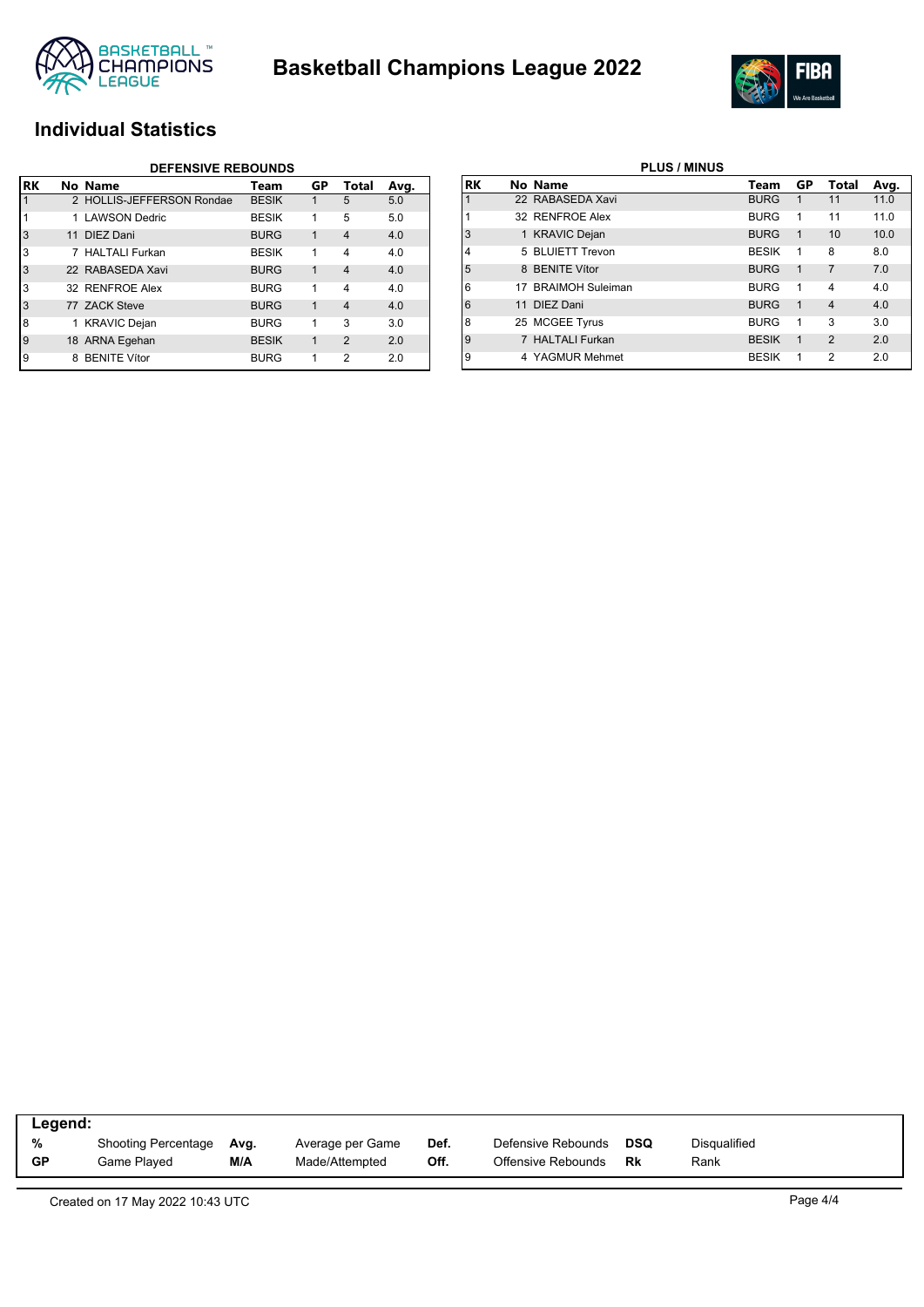# Basketball Champions League 2022

## Individual Statistics

### DEFENSIVE REBOUNDS

| RK | No | Name | Team | GP | Total | Avg. |
|---|---|---|---|---|---|---|
| 1 | 2 | HOLLIS-JEFFERSON Rondae | BESIK | 1 | 5 | 5.0 |
| 1 | 1 | LAWSON Dedric | BESIK | 1 | 5 | 5.0 |
| 3 | 11 | DIEZ Dani | BURG | 1 | 4 | 4.0 |
| 3 | 7 | HALTALI Furkan | BESIK | 1 | 4 | 4.0 |
| 3 | 22 | RABASEDA Xavi | BURG | 1 | 4 | 4.0 |
| 3 | 32 | RENFROE Alex | BURG | 1 | 4 | 4.0 |
| 3 | 77 | ZACK Steve | BURG | 1 | 4 | 4.0 |
| 8 | 1 | KRAVIC Dejan | BURG | 1 | 3 | 3.0 |
| 9 | 18 | ARNA Egehan | BESIK | 1 | 2 | 2.0 |
| 9 | 8 | BENITE Vítor | BURG | 1 | 2 | 2.0 |

### PLUS / MINUS

| RK | No | Name | Team | GP | Total | Avg. |
|---|---|---|---|---|---|---|
| 1 | 22 | RABASEDA Xavi | BURG | 1 | 11 | 11.0 |
| 1 | 32 | RENFROE Alex | BURG | 1 | 11 | 11.0 |
| 3 | 1 | KRAVIC Dejan | BURG | 1 | 10 | 10.0 |
| 4 | 5 | BLUIETT Trevon | BESIK | 1 | 8 | 8.0 |
| 5 | 8 | BENITE Vítor | BURG | 1 | 7 | 7.0 |
| 6 | 17 | BRAIMOH Suleiman | BURG | 1 | 4 | 4.0 |
| 6 | 11 | DIEZ Dani | BURG | 1 | 4 | 4.0 |
| 8 | 25 | MCGEE Tyrus | BURG | 1 | 3 | 3.0 |
| 9 | 7 | HALTALI Furkan | BESIK | 1 | 2 | 2.0 |
| 9 | 4 | YAGMUR Mehmet | BESIK | 1 | 2 | 2.0 |

**Legend:**

| | | | | | | | |
|---|---|---|---|---|---|---|---|
| **%** | Shooting Percentage | **Avg.** | Average per Game | **Def.** | Defensive Rebounds | **DSQ** | Disqualified |
| **GP** | Game Played | **M/A** | Made/Attempted | **Off.** | Offensive Rebounds | **Rk** | Rank |

Created on 17 May 2022 10:43 UTC